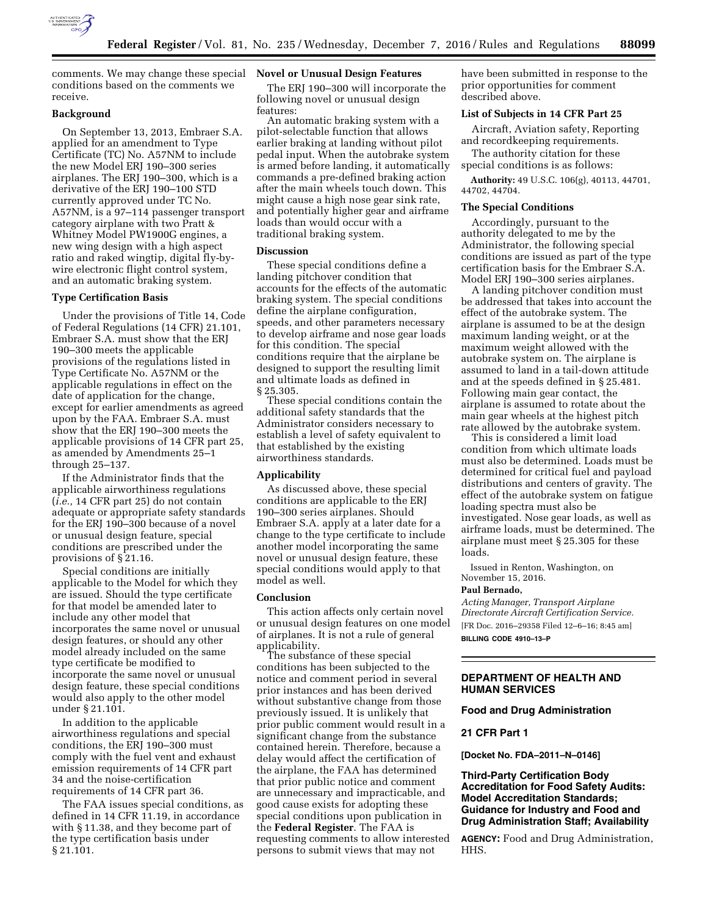comments. We may change these special conditions based on the comments we receive.

## Background

On September 13, 2013, Embraer S.A. applied for an amendment to Type Certificate (TC) No. A57NM to include the new Model ERJ 190–300 series airplanes. The ERJ 190–300, which is a derivative of the ERJ 190–100 STD currently approved under TC No. A57NM, is a 97–114 passenger transport category airplane with two Pratt & Whitney Model PW1900G engines, a new wing design with a high aspect ratio and raked wingtip, digital fly-by-wire electronic flight control system, and an automatic braking system.

## Type Certification Basis

Under the provisions of Title 14, Code of Federal Regulations (14 CFR) 21.101, Embraer S.A. must show that the ERJ 190–300 meets the applicable provisions of the regulations listed in Type Certificate No. A57NM or the applicable regulations in effect on the date of application for the change, except for earlier amendments as agreed upon by the FAA. Embraer S.A. must show that the ERJ 190–300 meets the applicable provisions of 14 CFR part 25, as amended by Amendments 25–1 through 25–137.

If the Administrator finds that the applicable airworthiness regulations (*i.e.,* 14 CFR part 25) do not contain adequate or appropriate safety standards for the ERJ 190–300 because of a novel or unusual design feature, special conditions are prescribed under the provisions of § 21.16.

Special conditions are initially applicable to the Model for which they are issued. Should the type certificate for that model be amended later to include any other model that incorporates the same novel or unusual design features, or should any other model already included on the same type certificate be modified to incorporate the same novel or unusual design feature, these special conditions would also apply to the other model under § 21.101.

In addition to the applicable airworthiness regulations and special conditions, the ERJ 190–300 must comply with the fuel vent and exhaust emission requirements of 14 CFR part 34 and the noise-certification requirements of 14 CFR part 36.

The FAA issues special conditions, as defined in 14 CFR 11.19, in accordance with § 11.38, and they become part of the type certification basis under § 21.101.

## Novel or Unusual Design Features

The ERJ 190–300 will incorporate the following novel or unusual design features:

An automatic braking system with a pilot-selectable function that allows earlier braking at landing without pilot pedal input. When the autobrake system is armed before landing, it automatically commands a pre-defined braking action after the main wheels touch down. This might cause a high nose gear sink rate, and potentially higher gear and airframe loads than would occur with a traditional braking system.

## Discussion

These special conditions define a landing pitchover condition that accounts for the effects of the automatic braking system. The special conditions define the airplane configuration, speeds, and other parameters necessary to develop airframe and nose gear loads for this condition. The special conditions require that the airplane be designed to support the resulting limit and ultimate loads as defined in § 25.305.

These special conditions contain the additional safety standards that the Administrator considers necessary to establish a level of safety equivalent to that established by the existing airworthiness standards.

## Applicability

As discussed above, these special conditions are applicable to the ERJ 190–300 series airplanes. Should Embraer S.A. apply at a later date for a change to the type certificate to include another model incorporating the same novel or unusual design feature, these special conditions would apply to that model as well.

## Conclusion

This action affects only certain novel or unusual design features on one model of airplanes. It is not a rule of general applicability.

The substance of these special conditions has been subjected to the notice and comment period in several prior instances and has been derived without substantive change from those previously issued. It is unlikely that prior public comment would result in a significant change from the substance contained herein. Therefore, because a delay would affect the certification of the airplane, the FAA has determined that prior public notice and comment are unnecessary and impracticable, and good cause exists for adopting these special conditions upon publication in the **Federal Register**. The FAA is requesting comments to allow interested persons to submit views that may not have been submitted in response to the prior opportunities for comment described above.

## List of Subjects in 14 CFR Part 25

Aircraft, Aviation safety, Reporting and recordkeeping requirements.

The authority citation for these special conditions is as follows:

**Authority:** 49 U.S.C. 106(g), 40113, 44701, 44702, 44704.

## The Special Conditions

Accordingly, pursuant to the authority delegated to me by the Administrator, the following special conditions are issued as part of the type certification basis for the Embraer S.A. Model ERJ 190–300 series airplanes.

A landing pitchover condition must be addressed that takes into account the effect of the autobrake system. The airplane is assumed to be at the design maximum landing weight, or at the maximum weight allowed with the autobrake system on. The airplane is assumed to land in a tail-down attitude and at the speeds defined in § 25.481. Following main gear contact, the airplane is assumed to rotate about the main gear wheels at the highest pitch rate allowed by the autobrake system.

This is considered a limit load condition from which ultimate loads must also be determined. Loads must be determined for critical fuel and payload distributions and centers of gravity. The effect of the autobrake system on fatigue loading spectra must also be investigated. Nose gear loads, as well as airframe loads, must be determined. The airplane must meet § 25.305 for these loads.

Issued in Renton, Washington, on November 15, 2016.

**Paul Bernado,**

*Acting Manager, Transport Airplane Directorate Aircraft Certification Service.*

[FR Doc. 2016–29358 Filed 12–6–16; 8:45 am]

**BILLING CODE 4910–13–P**

---

# DEPARTMENT OF HEALTH AND HUMAN SERVICES

## Food and Drug Administration

## 21 CFR Part 1

**[Docket No. FDA–2011–N–0146]**

## Third-Party Certification Body Accreditation for Food Safety Audits: Model Accreditation Standards; Guidance for Industry and Food and Drug Administration Staff; Availability

**AGENCY:** Food and Drug Administration, HHS.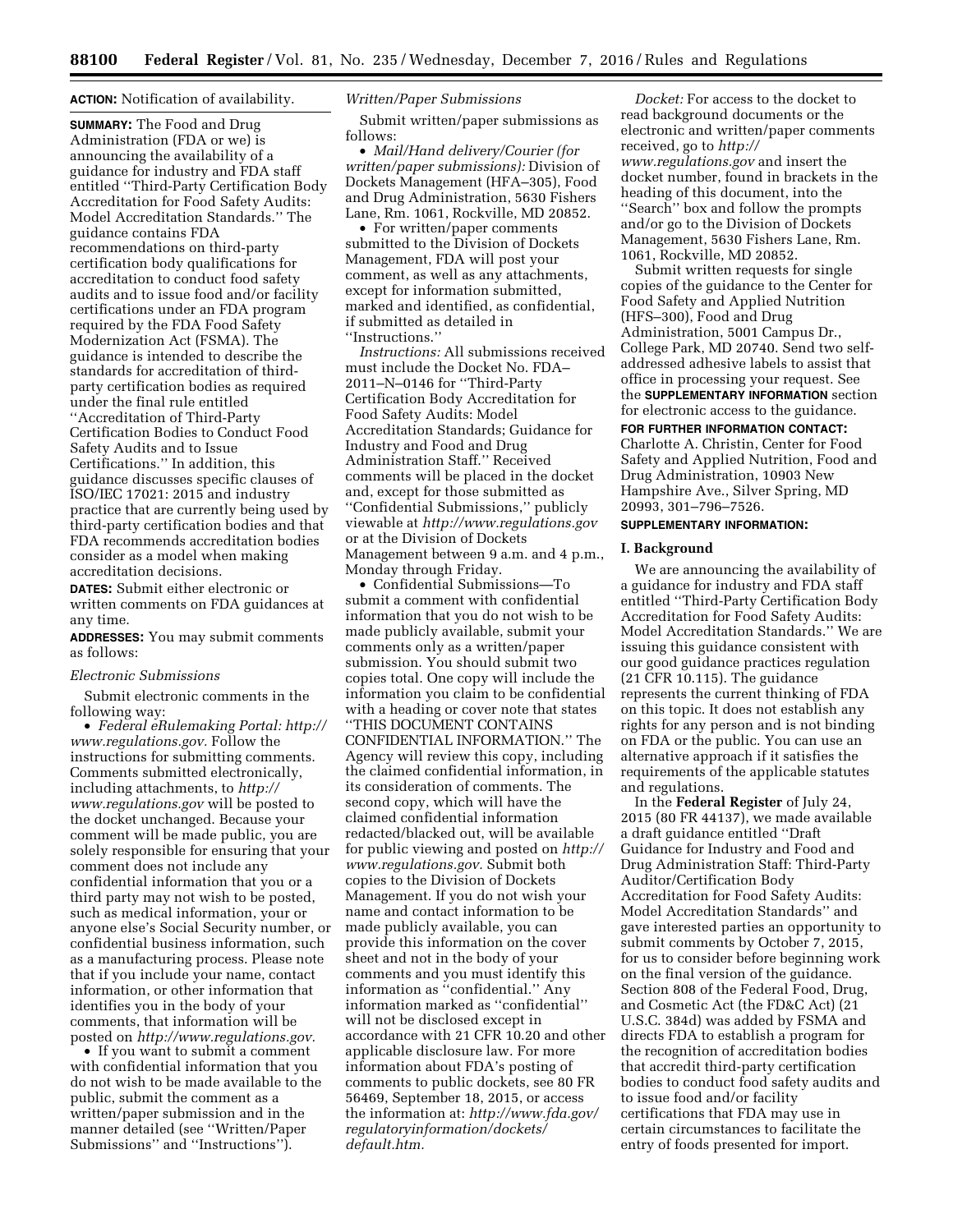**ACTION:** Notification of availability.

**SUMMARY:** The Food and Drug Administration (FDA or we) is announcing the availability of a guidance for industry and FDA staff entitled ''Third-Party Certification Body Accreditation for Food Safety Audits: Model Accreditation Standards.'' The guidance contains FDA recommendations on third-party certification body qualifications for accreditation to conduct food safety audits and to issue food and/or facility certifications under an FDA program required by the FDA Food Safety Modernization Act (FSMA). The guidance is intended to describe the standards for accreditation of third-party certification bodies as required under the final rule entitled ''Accreditation of Third-Party Certification Bodies to Conduct Food Safety Audits and to Issue Certifications.'' In addition, this guidance discusses specific clauses of ISO/IEC 17021: 2015 and industry practice that are currently being used by third-party certification bodies and that FDA recommends accreditation bodies consider as a model when making accreditation decisions.

**DATES:** Submit either electronic or written comments on FDA guidances at any time.

**ADDRESSES:** You may submit comments as follows:

*Electronic Submissions*

Submit electronic comments in the following way:

- *Federal eRulemaking Portal: http://www.regulations.gov.* Follow the instructions for submitting comments. Comments submitted electronically, including attachments, to *http://www.regulations.gov* will be posted to the docket unchanged. Because your comment will be made public, you are solely responsible for ensuring that your comment does not include any confidential information that you or a third party may not wish to be posted, such as medical information, your or anyone else's Social Security number, or confidential business information, such as a manufacturing process. Please note that if you include your name, contact information, or other information that identifies you in the body of your comments, that information will be posted on *http://www.regulations.gov.*
- If you want to submit a comment with confidential information that you do not wish to be made available to the public, submit the comment as a written/paper submission and in the manner detailed (see ''Written/Paper Submissions'' and ''Instructions'').

*Written/Paper Submissions*

Submit written/paper submissions as follows:

- *Mail/Hand delivery/Courier (for written/paper submissions):* Division of Dockets Management (HFA–305), Food and Drug Administration, 5630 Fishers Lane, Rm. 1061, Rockville, MD 20852.
- For written/paper comments submitted to the Division of Dockets Management, FDA will post your comment, as well as any attachments, except for information submitted, marked and identified, as confidential, if submitted as detailed in ''Instructions.''

*Instructions:* All submissions received must include the Docket No. FDA–2011–N–0146 for ''Third-Party Certification Body Accreditation for Food Safety Audits: Model Accreditation Standards; Guidance for Industry and Food and Drug Administration Staff.'' Received comments will be placed in the docket and, except for those submitted as ''Confidential Submissions,'' publicly viewable at *http://www.regulations.gov* or at the Division of Dockets Management between 9 a.m. and 4 p.m., Monday through Friday.

- Confidential Submissions—To submit a comment with confidential information that you do not wish to be made publicly available, submit your comments only as a written/paper submission. You should submit two copies total. One copy will include the information you claim to be confidential with a heading or cover note that states ''THIS DOCUMENT CONTAINS CONFIDENTIAL INFORMATION.'' The Agency will review this copy, including the claimed confidential information, in its consideration of comments. The second copy, which will have the claimed confidential information redacted/blacked out, will be available for public viewing and posted on *http://www.regulations.gov.* Submit both copies to the Division of Dockets Management. If you do not wish your name and contact information to be made publicly available, you can provide this information on the cover sheet and not in the body of your comments and you must identify this information as ''confidential.'' Any information marked as ''confidential'' will not be disclosed except in accordance with 21 CFR 10.20 and other applicable disclosure law. For more information about FDA's posting of comments to public dockets, see 80 FR 56469, September 18, 2015, or access the information at: *http://www.fda.gov/regulatoryinformation/dockets/default.htm.*

*Docket:* For access to the docket to read background documents or the electronic and written/paper comments received, go to *http://www.regulations.gov* and insert the docket number, found in brackets in the heading of this document, into the ''Search'' box and follow the prompts and/or go to the Division of Dockets Management, 5630 Fishers Lane, Rm. 1061, Rockville, MD 20852.

Submit written requests for single copies of the guidance to the Center for Food Safety and Applied Nutrition (HFS–300), Food and Drug Administration, 5001 Campus Dr., College Park, MD 20740. Send two self-addressed adhesive labels to assist that office in processing your request. See the **SUPPLEMENTARY INFORMATION** section for electronic access to the guidance.

**FOR FURTHER INFORMATION CONTACT:** Charlotte A. Christin, Center for Food Safety and Applied Nutrition, Food and Drug Administration, 10903 New Hampshire Ave., Silver Spring, MD 20993, 301–796–7526.

**SUPPLEMENTARY INFORMATION:**

## I. Background

We are announcing the availability of a guidance for industry and FDA staff entitled ''Third-Party Certification Body Accreditation for Food Safety Audits: Model Accreditation Standards.'' We are issuing this guidance consistent with our good guidance practices regulation (21 CFR 10.115). The guidance represents the current thinking of FDA on this topic. It does not establish any rights for any person and is not binding on FDA or the public. You can use an alternative approach if it satisfies the requirements of the applicable statutes and regulations.

In the **Federal Register** of July 24, 2015 (80 FR 44137), we made available a draft guidance entitled ''Draft Guidance for Industry and Food and Drug Administration Staff: Third-Party Auditor/Certification Body Accreditation for Food Safety Audits: Model Accreditation Standards'' and gave interested parties an opportunity to submit comments by October 7, 2015, for us to consider before beginning work on the final version of the guidance. Section 808 of the Federal Food, Drug, and Cosmetic Act (the FD&C Act) (21 U.S.C. 384d) was added by FSMA and directs FDA to establish a program for the recognition of accreditation bodies that accredit third-party certification bodies to conduct food safety audits and to issue food and/or facility certifications that FDA may use in certain circumstances to facilitate the entry of foods presented for import.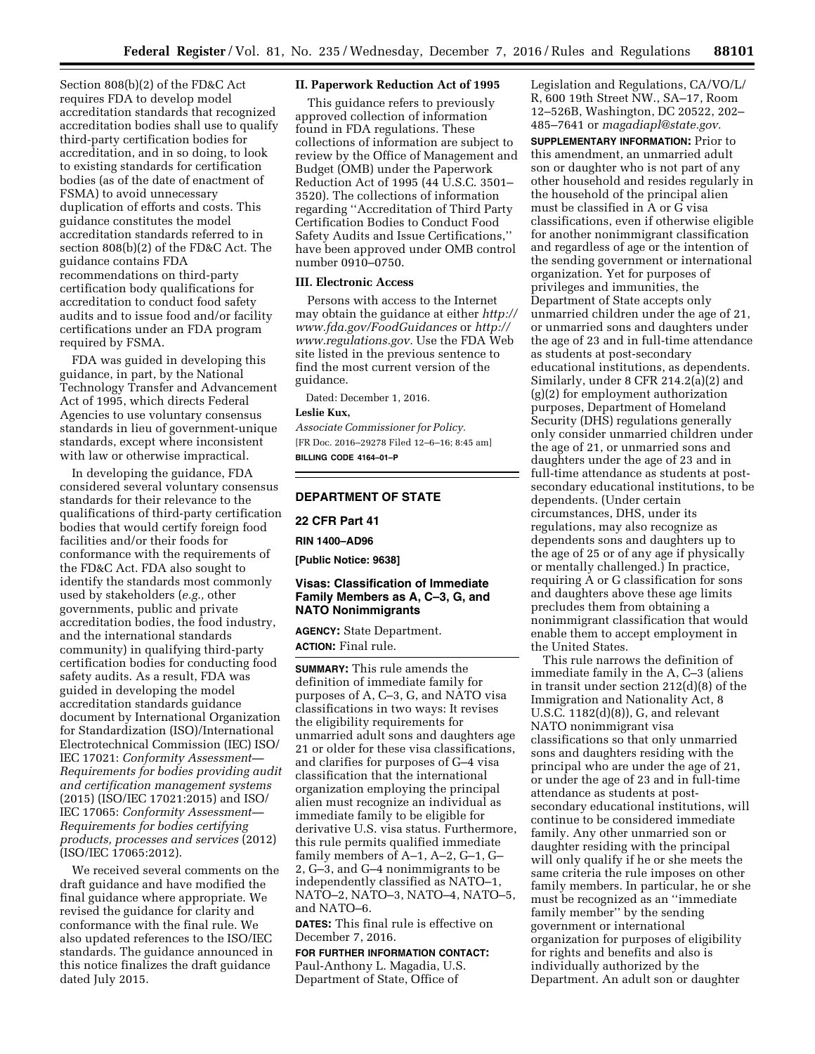Section 808(b)(2) of the FD&C Act requires FDA to develop model accreditation standards that recognized accreditation bodies shall use to qualify third-party certification bodies for accreditation, and in so doing, to look to existing standards for certification bodies (as of the date of enactment of FSMA) to avoid unnecessary duplication of efforts and costs. This guidance constitutes the model accreditation standards referred to in section 808(b)(2) of the FD&C Act. The guidance contains FDA recommendations on third-party certification body qualifications for accreditation to conduct food safety audits and to issue food and/or facility certifications under an FDA program required by FSMA.

FDA was guided in developing this guidance, in part, by the National Technology Transfer and Advancement Act of 1995, which directs Federal Agencies to use voluntary consensus standards in lieu of government-unique standards, except where inconsistent with law or otherwise impractical.

In developing the guidance, FDA considered several voluntary consensus standards for their relevance to the qualifications of third-party certification bodies that would certify foreign food facilities and/or their foods for conformance with the requirements of the FD&C Act. FDA also sought to identify the standards most commonly used by stakeholders (*e.g.,* other governments, public and private accreditation bodies, the food industry, and the international standards community) in qualifying third-party certification bodies for conducting food safety audits. As a result, FDA was guided in developing the model accreditation standards guidance document by International Organization for Standardization (ISO)/International Electrotechnical Commission (IEC) ISO/IEC 17021: *Conformity Assessment—Requirements for bodies providing audit and certification management systems* (2015) (ISO/IEC 17021:2015) and ISO/IEC 17065: *Conformity Assessment—Requirements for bodies certifying products, processes and services* (2012) (ISO/IEC 17065:2012).

We received several comments on the draft guidance and have modified the final guidance where appropriate. We revised the guidance for clarity and conformance with the final rule. We also updated references to the ISO/IEC standards. The guidance announced in this notice finalizes the draft guidance dated July 2015.

## II. Paperwork Reduction Act of 1995

This guidance refers to previously approved collection of information found in FDA regulations. These collections of information are subject to review by the Office of Management and Budget (OMB) under the Paperwork Reduction Act of 1995 (44 U.S.C. 3501–3520). The collections of information regarding ''Accreditation of Third Party Certification Bodies to Conduct Food Safety Audits and Issue Certifications,'' have been approved under OMB control number 0910–0750.

## III. Electronic Access

Persons with access to the Internet may obtain the guidance at either *http://www.fda.gov/FoodGuidances* or *http://www.regulations.gov.* Use the FDA Web site listed in the previous sentence to find the most current version of the guidance.

Dated: December 1, 2016.

**Leslie Kux,**

*Associate Commissioner for Policy.*

[FR Doc. 2016–29278 Filed 12–6–16; 8:45 am]

**BILLING CODE 4164–01–P**

## DEPARTMENT OF STATE

### 22 CFR Part 41

**RIN 1400–AD96**

**[Public Notice: 9638]**

### Visas: Classification of Immediate Family Members as A, C–3, G, and NATO Nonimmigrants

**AGENCY:** State Department.

**ACTION:** Final rule.

**SUMMARY:** This rule amends the definition of immediate family for purposes of A, C–3, G, and NATO visa classifications in two ways: It revises the eligibility requirements for unmarried adult sons and daughters age 21 or older for these visa classifications, and clarifies for purposes of G–4 visa classification that the international organization employing the principal alien must recognize an individual as immediate family to be eligible for derivative U.S. visa status. Furthermore, this rule permits qualified immediate family members of A–1, A–2, G–1, G–2, G–3, and G–4 nonimmigrants to be independently classified as NATO–1, NATO–2, NATO–3, NATO–4, NATO–5, and NATO–6.

**DATES:** This final rule is effective on December 7, 2016.

**FOR FURTHER INFORMATION CONTACT:** Paul-Anthony L. Magadia, U.S. Department of State, Office of Legislation and Regulations, CA/VO/L/R, 600 19th Street NW., SA–17, Room 12–526B, Washington, DC 20522, 202–485–7641 or *magadiapl@state.gov.*

**SUPPLEMENTARY INFORMATION:** Prior to this amendment, an unmarried adult son or daughter who is not part of any other household and resides regularly in the household of the principal alien must be classified in A or G visa classifications, even if otherwise eligible for another nonimmigrant classification and regardless of age or the intention of the sending government or international organization. Yet for purposes of privileges and immunities, the Department of State accepts only unmarried children under the age of 21, or unmarried sons and daughters under the age of 23 and in full-time attendance as students at post-secondary educational institutions, as dependents. Similarly, under 8 CFR 214.2(a)(2) and (g)(2) for employment authorization purposes, Department of Homeland Security (DHS) regulations generally only consider unmarried children under the age of 21, or unmarried sons and daughters under the age of 23 and in full-time attendance as students at post-secondary educational institutions, to be dependents. (Under certain circumstances, DHS, under its regulations, may also recognize as dependents sons and daughters up to the age of 25 or of any age if physically or mentally challenged.) In practice, requiring A or G classification for sons and daughters above these age limits precludes them from obtaining a nonimmigrant classification that would enable them to accept employment in the United States.

This rule narrows the definition of immediate family in the A, C–3 (aliens in transit under section 212(d)(8) of the Immigration and Nationality Act, 8 U.S.C. 1182(d)(8)), G, and relevant NATO nonimmigrant visa classifications so that only unmarried sons and daughters residing with the principal who are under the age of 21, or under the age of 23 and in full-time attendance as students at post-secondary educational institutions, will continue to be considered immediate family. Any other unmarried son or daughter residing with the principal will only qualify if he or she meets the same criteria the rule imposes on other family members. In particular, he or she must be recognized as an ''immediate family member'' by the sending government or international organization for purposes of eligibility for rights and benefits and also is individually authorized by the Department. An adult son or daughter